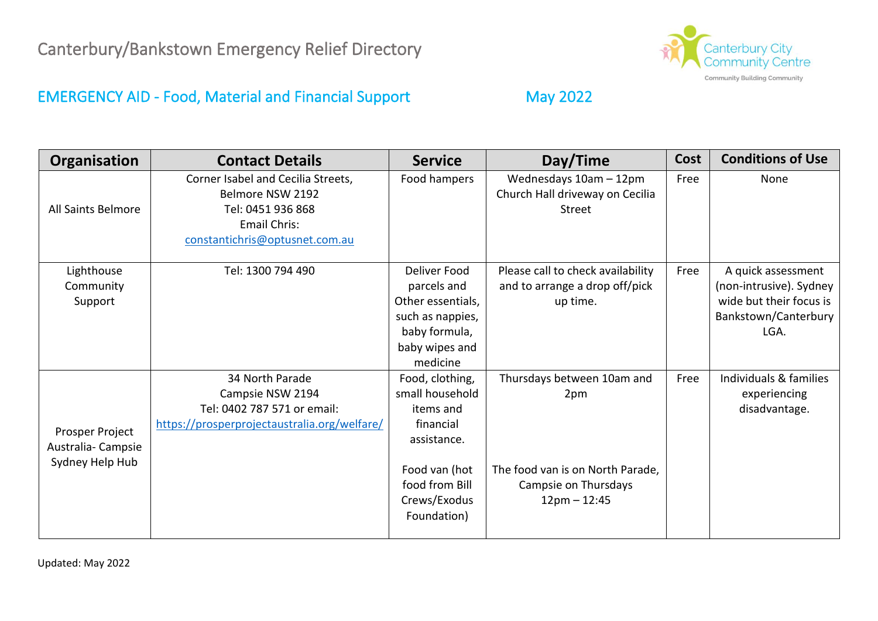# Canterbury/Bankstown Emergency Relief Directory

Canterbury City Community Centre
Community Building Community

## EMERGENCY AID - Food, Material and Financial Support May 2022

| Organisation | Contact Details | Service | Day/Time | Cost | Conditions of Use |
|---|---|---|---|---|---|
| All Saints Belmore | Corner Isabel and Cecilia Streets, Belmore NSW 2192<br>Tel: 0451 936 868<br>Email Chris: constantichris@optusnet.com.au | Food hampers | Wednesdays 10am – 12pm Church Hall driveway on Cecilia Street | Free | None |
| Lighthouse Community Support | Tel: 1300 794 490 | Deliver Food parcels and Other essentials, such as nappies, baby formula, baby wipes and medicine | Please call to check availability and to arrange a drop off/pick up time. | Free | A quick assessment (non-intrusive). Sydney wide but their focus is Bankstown/Canterbury LGA. |
| Prosper Project Australia- Campsie Sydney Help Hub | 34 North Parade<br>Campsie NSW 2194<br>Tel: 0402 787 571 or email: https://prosperprojectaustralia.org/welfare/ | Food, clothing, small household items and financial assistance.<br><br>Food van (hot food from Bill Crews/Exodus Foundation) | Thursdays between 10am and 2pm<br><br>The food van is on North Parade, Campsie on Thursdays 12pm – 12:45 | Free | Individuals & families experiencing disadvantage. |

Updated: May 2022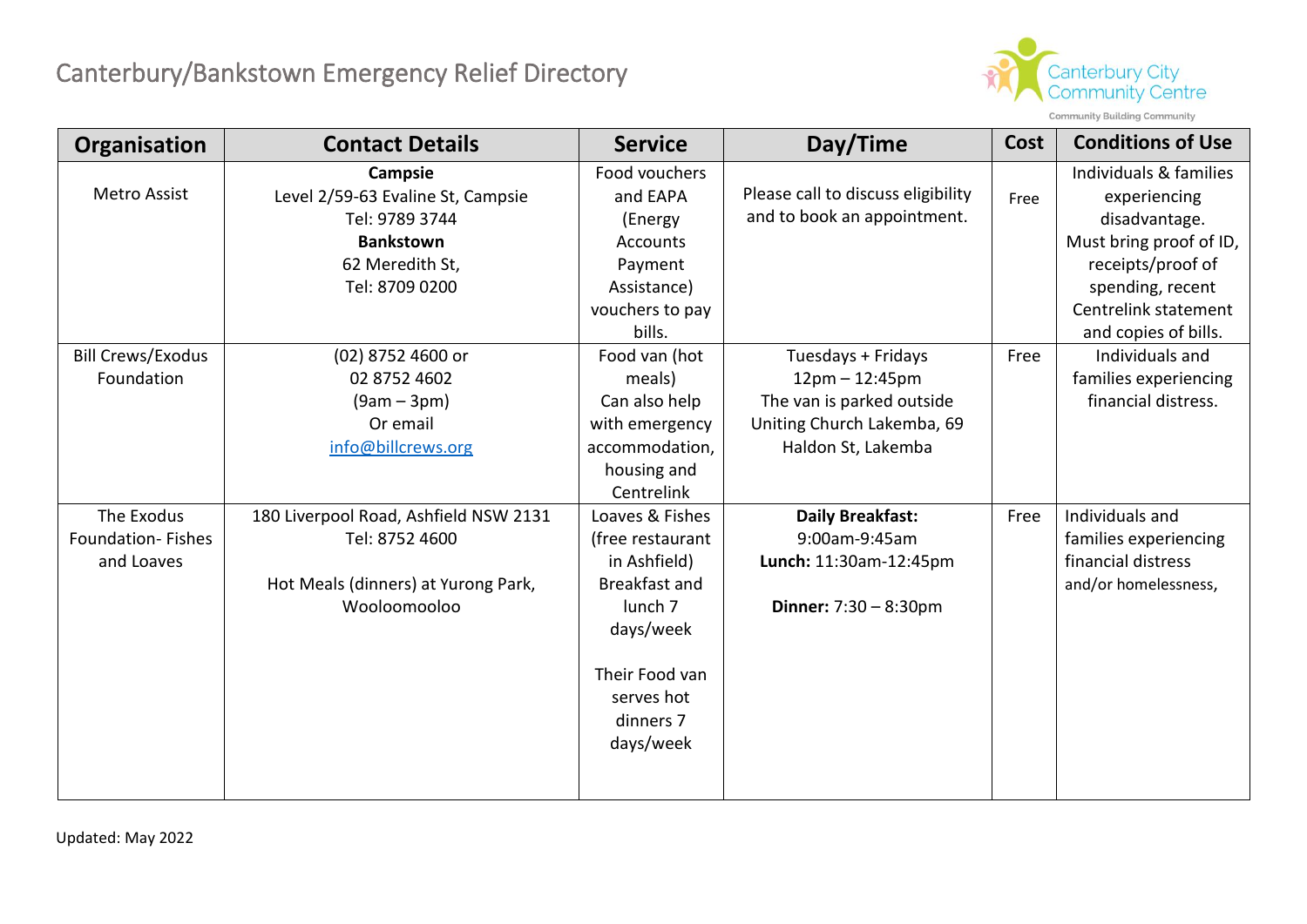# Canterbury/Bankstown Emergency Relief Directory

| Organisation | Contact Details | Service | Day/Time | Cost | Conditions of Use |
|---|---|---|---|---|---|
| Metro Assist | **Campsie** Level 2/59-63 Evaline St, Campsie Tel: 9789 3744 **Bankstown** 62 Meredith St, Tel: 8709 0200 | Food vouchers and EAPA (Energy Accounts Payment Assistance) vouchers to pay bills. | Please call to discuss eligibility and to book an appointment. | Free | Individuals & families experiencing disadvantage. Must bring proof of ID, receipts/proof of spending, recent Centrelink statement and copies of bills. |
| Bill Crews/Exodus Foundation | (02) 8752 4600 or 02 8752 4602 (9am – 3pm) Or email [info@billcrews.org](mailto:info@billcrews.org) | Food van (hot meals) Can also help with emergency accommodation, housing and Centrelink | Tuesdays + Fridays 12pm – 12:45pm The van is parked outside Uniting Church Lakemba, 69 Haldon St, Lakemba | Free | Individuals and families experiencing financial distress. |
| The Exodus Foundation- Fishes and Loaves | 180 Liverpool Road, Ashfield NSW 2131 Tel: 8752 4600<br><br>Hot Meals (dinners) at Yurong Park, Wooloomooloo | Loaves & Fishes (free restaurant in Ashfield) Breakfast and lunch 7 days/week<br><br>Their Food van serves hot dinners 7 days/week | **Daily Breakfast:** 9:00am-9:45am **Lunch:** 11:30am-12:45pm<br><br>**Dinner:** 7:30 – 8:30pm | Free | Individuals and families experiencing financial distress and/or homelessness, |

Updated: May 2022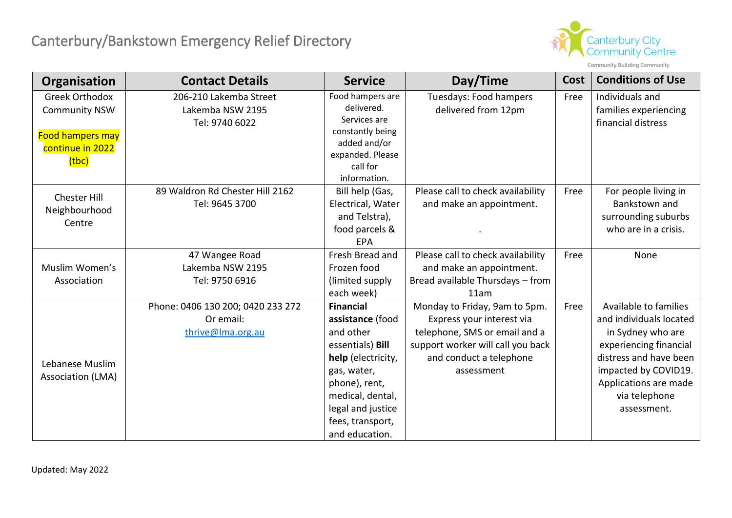# Canterbury/Bankstown Emergency Relief Directory

| Organisation | Contact Details | Service | Day/Time | Cost | Conditions of Use |
|---|---|---|---|---|---|
| Greek Orthodox Community NSW<br><br>Food hampers may continue in 2022 (tbc) | 206-210 Lakemba Street<br>Lakemba NSW 2195<br>Tel: 9740 6022 | Food hampers are delivered. Services are constantly being added and/or expanded. Please call for information. | Tuesdays: Food hampers delivered from 12pm | Free | Individuals and families experiencing financial distress |
| Chester Hill Neighbourhood Centre | 89 Waldron Rd Chester Hill 2162<br>Tel: 9645 3700 | Bill help (Gas, Electrical, Water and Telstra), food parcels & EPA | Please call to check availability and make an appointment. | Free | For people living in Bankstown and surrounding suburbs who are in a crisis. |
| Muslim Women's Association | 47 Wangee Road<br>Lakemba NSW 2195<br>Tel: 9750 6916 | Fresh Bread and Frozen food (limited supply each week) | Please call to check availability and make an appointment.<br>Bread available Thursdays – from 11am | Free | None |
| Lebanese Muslim Association (LMA) | Phone: 0406 130 200; 0420 233 272<br>Or email:<br>thrive@lma.org.au | **Financial assistance** (food and other essentials) **Bill help** (electricity, gas, water, phone), rent, medical, dental, legal and justice fees, transport, and education. | Monday to Friday, 9am to 5pm. Express your interest via telephone, SMS or email and a support worker will call you back and conduct a telephone assessment | Free | Available to families and individuals located in Sydney who are experiencing financial distress and have been impacted by COVID19. Applications are made via telephone assessment. |

Updated: May 2022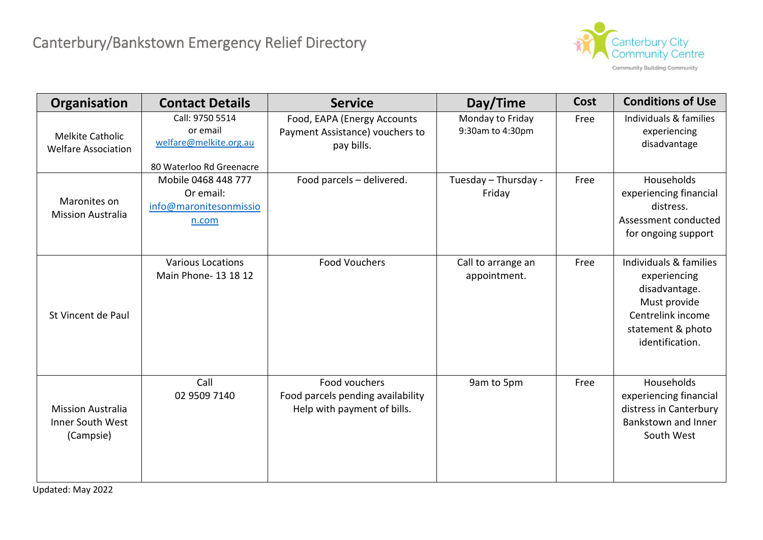# Canterbury/Bankstown Emergency Relief Directory

Canterbury City Community Centre

Community Building Community

| Organisation | Contact Details | Service | Day/Time | Cost | Conditions of Use |
|---|---|---|---|---|---|
| Melkite Catholic Welfare Association | Call: 9750 5514 or email welfare@melkite.org.au 80 Waterloo Rd Greenacre | Food, EAPA (Energy Accounts Payment Assistance) vouchers to pay bills. | Monday to Friday 9:30am to 4:30pm | Free | Individuals & families experiencing disadvantage |
| Maronites on Mission Australia | Mobile 0468 448 777 Or email: info@maronitesonmission.com | Food parcels – delivered. | Tuesday – Thursday - Friday | Free | Households experiencing financial distress. Assessment conducted for ongoing support |
| St Vincent de Paul | Various Locations Main Phone- 13 18 12 | Food Vouchers | Call to arrange an appointment. | Free | Individuals & families experiencing disadvantage. Must provide Centrelink income statement & photo identification. |
| Mission Australia Inner South West (Campsie) | Call 02 9509 7140 | Food vouchers Food parcels pending availability Help with payment of bills. | 9am to 5pm | Free | Households experiencing financial distress in Canterbury Bankstown and Inner South West |

Updated: May 2022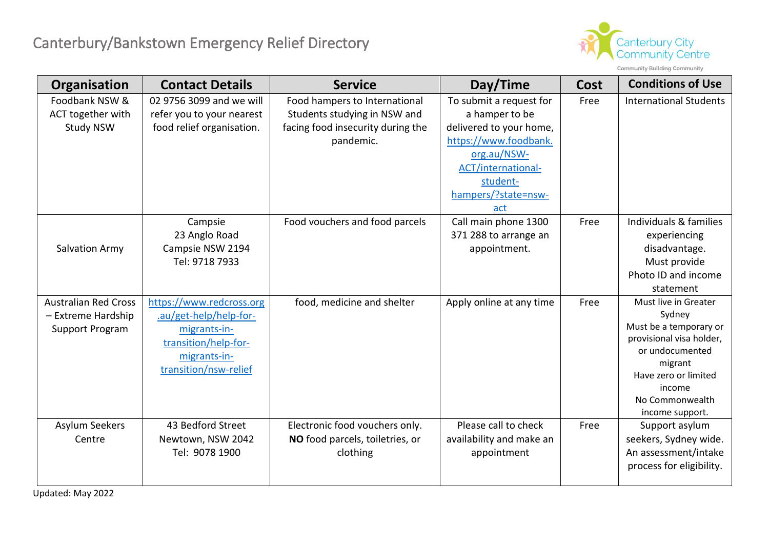# Canterbury/Bankstown Emergency Relief Directory

| Organisation | Contact Details | Service | Day/Time | Cost | Conditions of Use |
|---|---|---|---|---|---|
| Foodbank NSW & ACT together with Study NSW | 02 9756 3099 and we will refer you to your nearest food relief organisation. | Food hampers to International Students studying in NSW and facing food insecurity during the pandemic. | To submit a request for a hamper to be delivered to your home, https://www.foodbank.org.au/NSW-ACT/international-student-hampers/?state=nsw-act | Free | International Students |
| Salvation Army | Campsie<br>23 Anglo Road<br>Campsie NSW 2194<br>Tel: 9718 7933 | Food vouchers and food parcels | Call main phone 1300 371 288 to arrange an appointment. | Free | Individuals & families experiencing disadvantage.<br>Must provide Photo ID and income statement |
| Australian Red Cross – Extreme Hardship Support Program | https://www.redcross.org.au/get-help/help-for-migrants-in-transition/help-for-migrants-in-transition/nsw-relief | food, medicine and shelter | Apply online at any time | Free | Must live in Greater Sydney<br>Must be a temporary or provisional visa holder, or undocumented migrant<br>Have zero or limited income<br>No Commonwealth income support. |
| Asylum Seekers Centre | 43 Bedford Street<br>Newtown, NSW 2042<br>Tel: 9078 1900 | Electronic food vouchers only. **NO** food parcels, toiletries, or clothing | Please call to check availability and make an appointment | Free | Support asylum seekers, Sydney wide. An assessment/intake process for eligibility. |

Updated: May 2022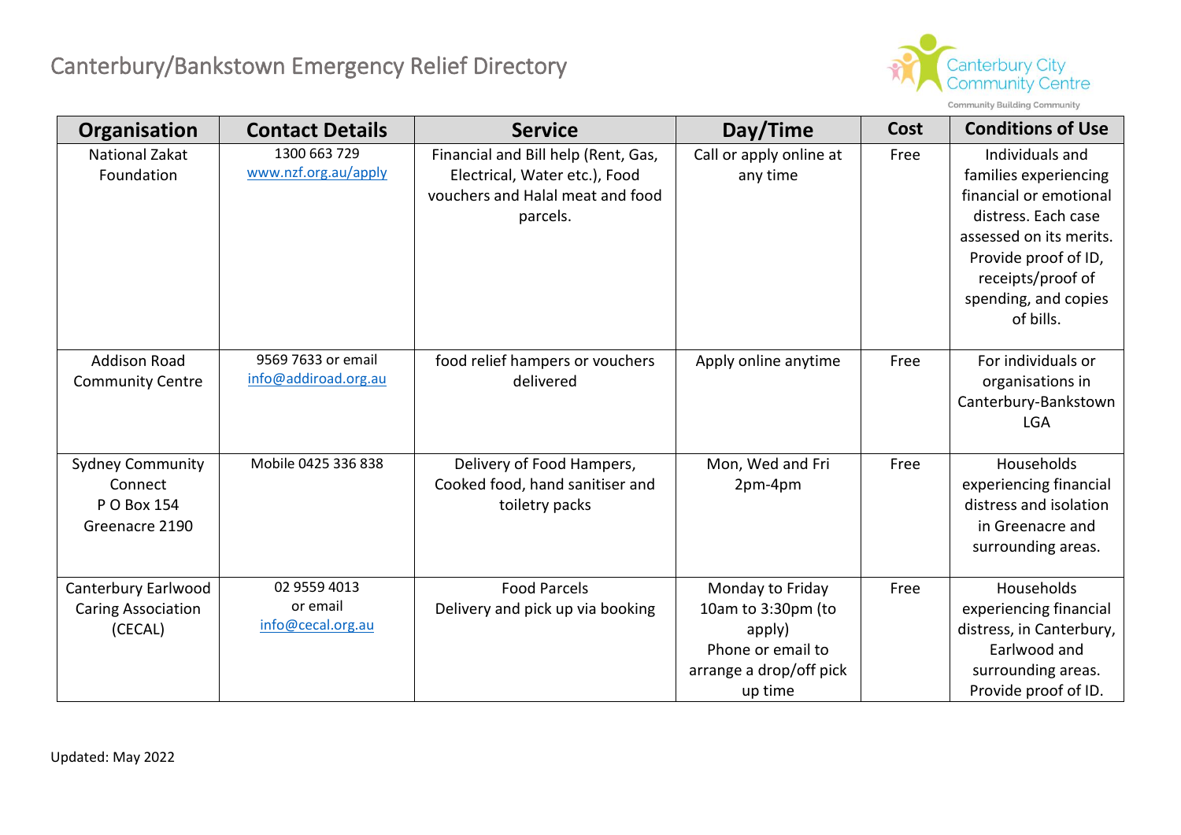# Canterbury/Bankstown Emergency Relief Directory

| Organisation | Contact Details | Service | Day/Time | Cost | Conditions of Use |
|---|---|---|---|---|---|
| National Zakat Foundation | 1300 663 729 www.nzf.org.au/apply | Financial and Bill help (Rent, Gas, Electrical, Water etc.), Food vouchers and Halal meat and food parcels. | Call or apply online at any time | Free | Individuals and families experiencing financial or emotional distress. Each case assessed on its merits. Provide proof of ID, receipts/proof of spending, and copies of bills. |
| Addison Road Community Centre | 9569 7633 or email info@addiroad.org.au | food relief hampers or vouchers delivered | Apply online anytime | Free | For individuals or organisations in Canterbury-Bankstown LGA |
| Sydney Community Connect P O Box 154 Greenacre 2190 | Mobile 0425 336 838 | Delivery of Food Hampers, Cooked food, hand sanitiser and toiletry packs | Mon, Wed and Fri 2pm-4pm | Free | Households experiencing financial distress and isolation in Greenacre and surrounding areas. |
| Canterbury Earlwood Caring Association (CECAL) | 02 9559 4013 or email info@cecal.org.au | Food Parcels Delivery and pick up via booking | Monday to Friday 10am to 3:30pm (to apply) Phone or email to arrange a drop/off pick up time | Free | Households experiencing financial distress, in Canterbury, Earlwood and surrounding areas. Provide proof of ID. |

Updated: May 2022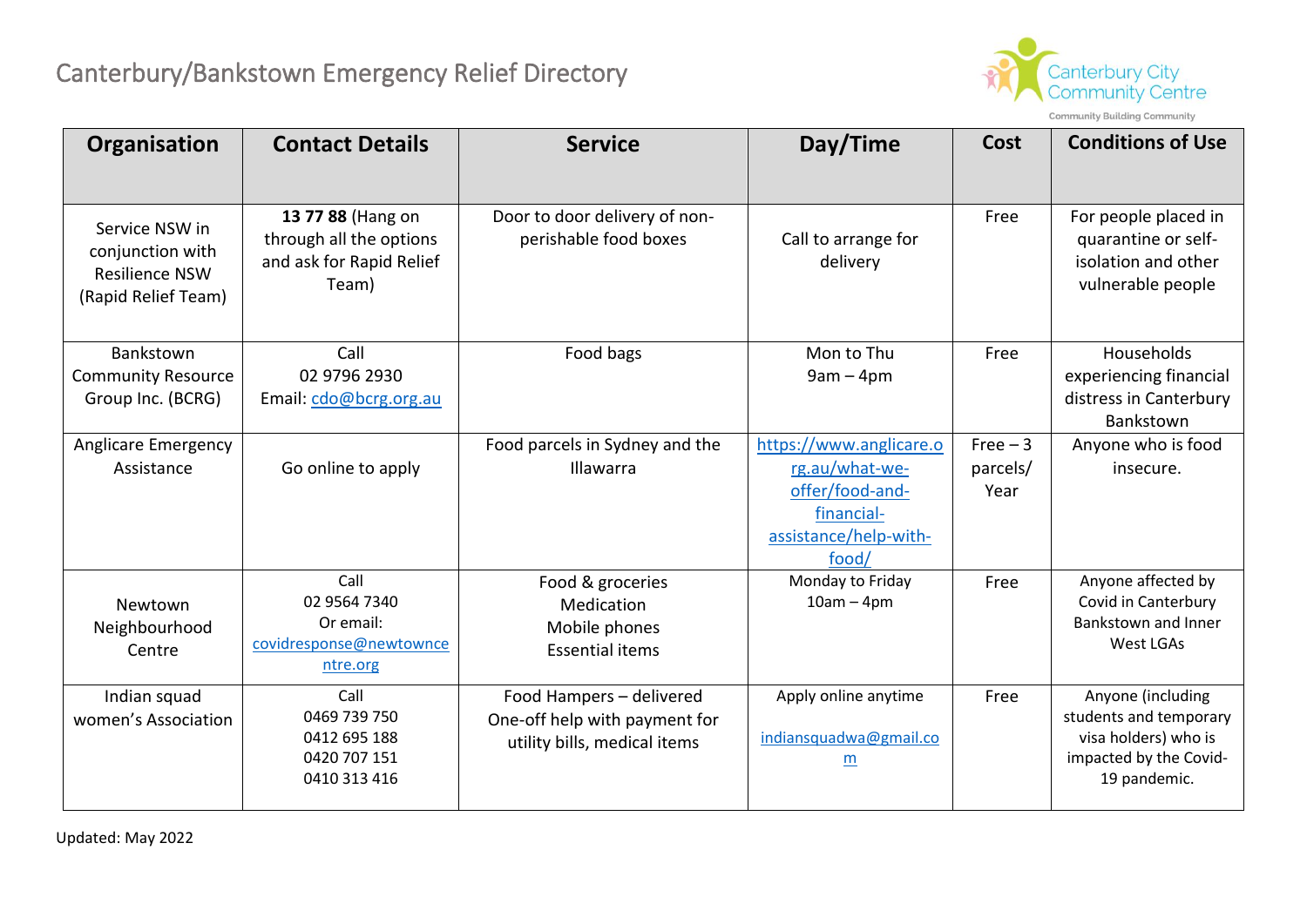# Canterbury/Bankstown Emergency Relief Directory

| Organisation | Contact Details | Service | Day/Time | Cost | Conditions of Use |
|---|---|---|---|---|---|
| Service NSW in conjunction with Resilience NSW (Rapid Relief Team) | **13 77 88** (Hang on through all the options and ask for Rapid Relief Team) | Door to door delivery of non-perishable food boxes | Call to arrange for delivery | Free | For people placed in quarantine or self-isolation and other vulnerable people |
| Bankstown Community Resource Group Inc. (BCRG) | Call<br>02 9796 2930<br>Email: cdo@bcrg.org.au | Food bags | Mon to Thu<br>9am – 4pm | Free | Households experiencing financial distress in Canterbury Bankstown |
| Anglicare Emergency Assistance | Go online to apply | Food parcels in Sydney and the Illawarra | https://www.anglicare.org.au/what-we-offer/food-and-financial-assistance/help-with-food/ | Free – 3 parcels/ Year | Anyone who is food insecure. |
| Newtown Neighbourhood Centre | Call<br>02 9564 7340<br>Or email:<br>covidresponse@newtowncentre.org | Food & groceries<br>Medication<br>Mobile phones<br>Essential items | Monday to Friday<br>10am – 4pm | Free | Anyone affected by Covid in Canterbury Bankstown and Inner West LGAs |
| Indian squad women's Association | Call<br>0469 739 750<br>0412 695 188<br>0420 707 151<br>0410 313 416 | Food Hampers – delivered<br>One-off help with payment for utility bills, medical items | Apply online anytime<br><br>indiansquadwa@gmail.com | Free | Anyone (including students and temporary visa holders) who is impacted by the Covid-19 pandemic. |

Updated: May 2022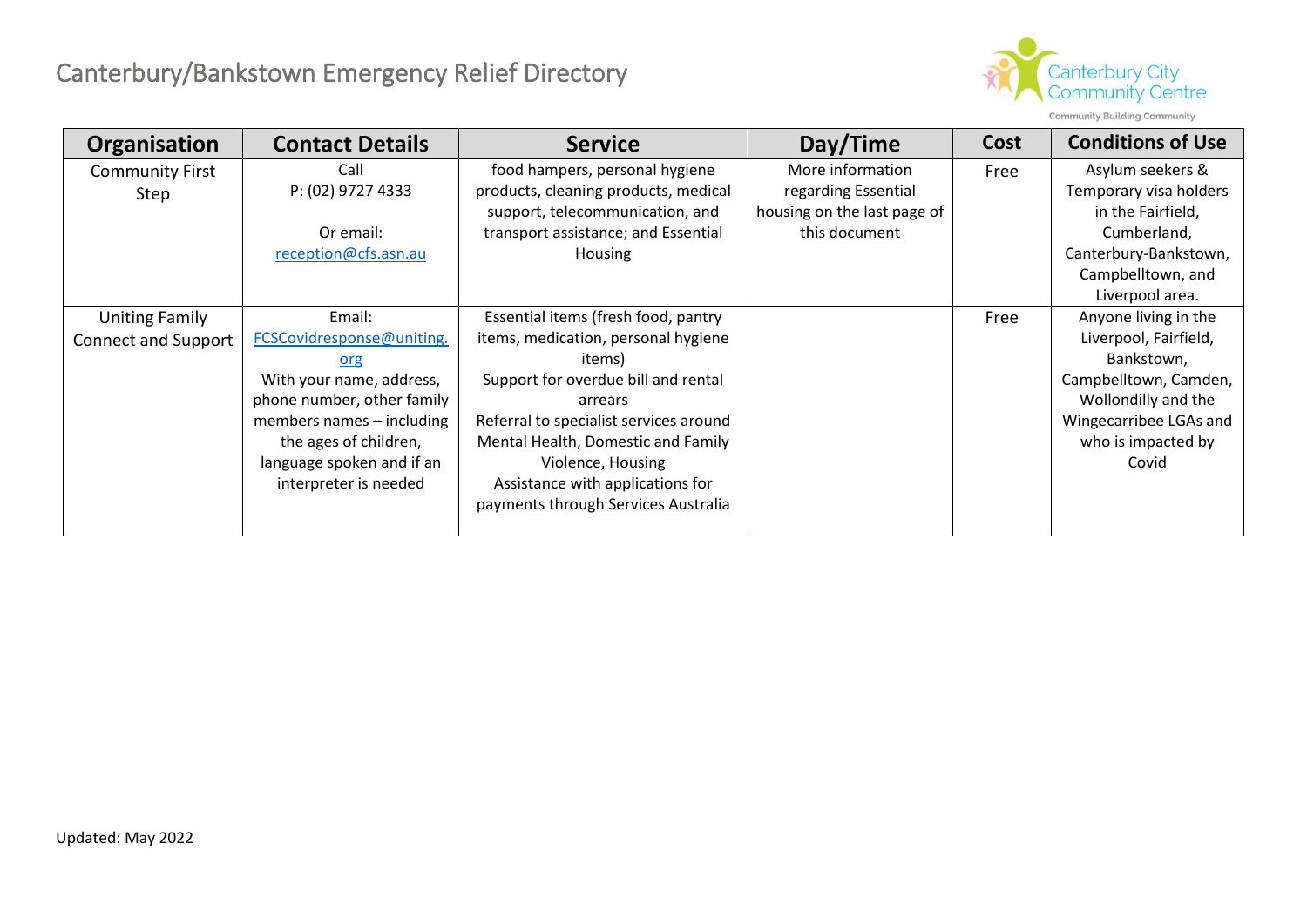# Canterbury/Bankstown Emergency Relief Directory

| Organisation | Contact Details | Service | Day/Time | Cost | Conditions of Use |
|---|---|---|---|---|---|
| Community First Step | Call<br>P: (02) 9727 4333<br><br>Or email:<br>reception@cfs.asn.au | food hampers, personal hygiene products, cleaning products, medical support, telecommunication, and transport assistance; and Essential Housing | More information regarding Essential housing on the last page of this document | Free | Asylum seekers & Temporary visa holders in the Fairfield, Cumberland, Canterbury-Bankstown, Campbelltown, and Liverpool area. |
| Uniting Family Connect and Support | Email:<br>FCSCovidresponse@uniting.org<br>With your name, address, phone number, other family members names – including the ages of children, language spoken and if an interpreter is needed | Essential items (fresh food, pantry items, medication, personal hygiene items)<br>Support for overdue bill and rental arrears<br>Referral to specialist services around Mental Health, Domestic and Family Violence, Housing<br>Assistance with applications for payments through Services Australia | | Free | Anyone living in the Liverpool, Fairfield, Bankstown, Campbelltown, Camden, Wollondilly and the Wingecarribee LGAs and who is impacted by Covid |

Updated: May 2022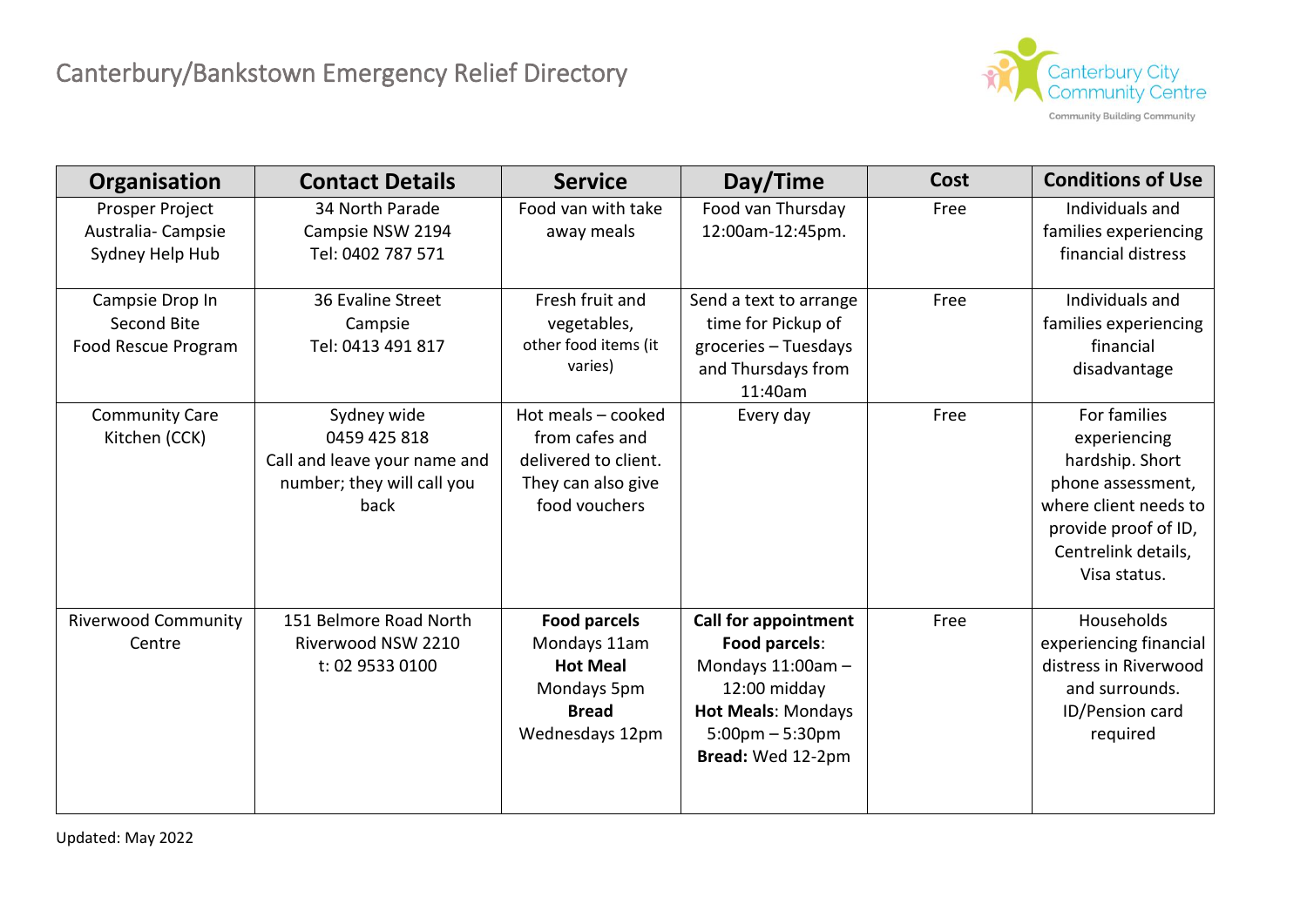# Canterbury/Bankstown Emergency Relief Directory

Canterbury City Community Centre
Community Building Community

| Organisation | Contact Details | Service | Day/Time | Cost | Conditions of Use |
|---|---|---|---|---|---|
| Prosper Project Australia- Campsie Sydney Help Hub | 34 North Parade Campsie NSW 2194 Tel: 0402 787 571 | Food van with take away meals | Food van Thursday 12:00am-12:45pm. | Free | Individuals and families experiencing financial distress |
| Campsie Drop In Second Bite Food Rescue Program | 36 Evaline Street Campsie Tel: 0413 491 817 | Fresh fruit and vegetables, other food items (it varies) | Send a text to arrange time for Pickup of groceries – Tuesdays and Thursdays from 11:40am | Free | Individuals and families experiencing financial disadvantage |
| Community Care Kitchen (CCK) | Sydney wide 0459 425 818 Call and leave your name and number; they will call you back | Hot meals – cooked from cafes and delivered to client. They can also give food vouchers | Every day | Free | For families experiencing hardship. Short phone assessment, where client needs to provide proof of ID, Centrelink details, Visa status. |
| Riverwood Community Centre | 151 Belmore Road North Riverwood NSW 2210 t: 02 9533 0100 | **Food parcels** Mondays 11am **Hot Meal** Mondays 5pm **Bread** Wednesdays 12pm | **Call for appointment** **Food parcels**: Mondays 11:00am – 12:00 midday **Hot Meals**: Mondays 5:00pm – 5:30pm **Bread:** Wed 12-2pm | Free | Households experiencing financial distress in Riverwood and surrounds. ID/Pension card required |

Updated: May 2022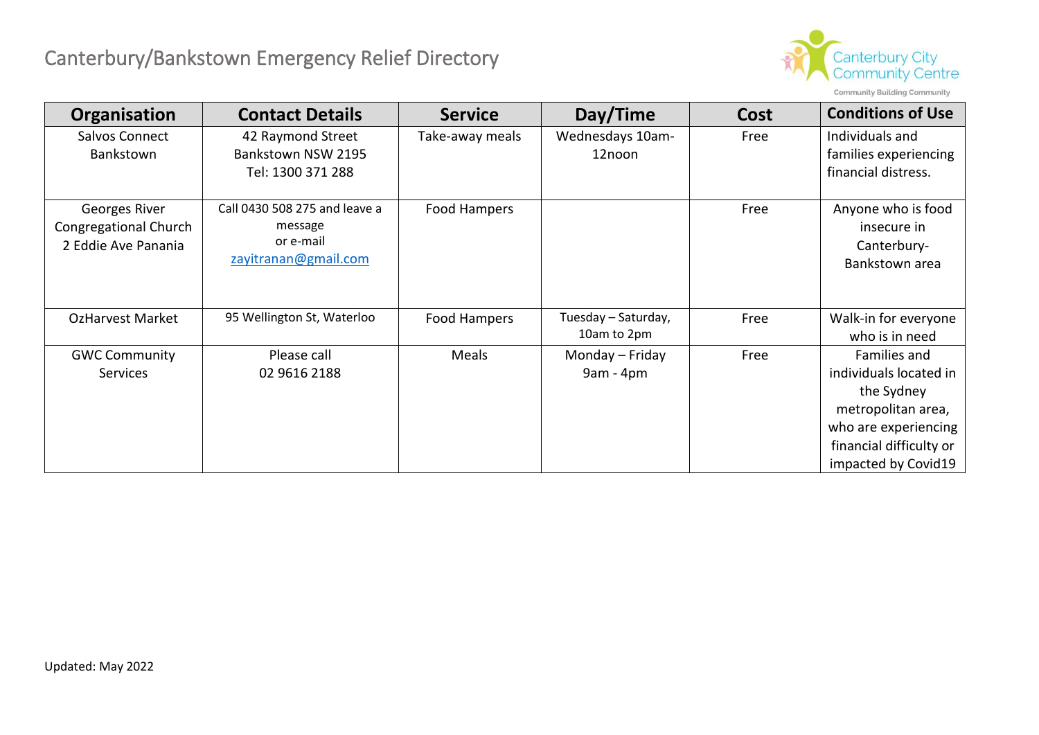# Canterbury/Bankstown Emergency Relief Directory

Canterbury City Community Centre

Community Building Community

| Organisation | Contact Details | Service | Day/Time | Cost | Conditions of Use |
|---|---|---|---|---|---|
| Salvos Connect Bankstown | 42 Raymond Street Bankstown NSW 2195 Tel: 1300 371 288 | Take-away meals | Wednesdays 10am-12noon | Free | Individuals and families experiencing financial distress. |
| Georges River Congregational Church 2 Eddie Ave Panania | Call 0430 508 275 and leave a message or e-mail zayitranan@gmail.com | Food Hampers | | Free | Anyone who is food insecure in Canterbury-Bankstown area |
| OzHarvest Market | 95 Wellington St, Waterloo | Food Hampers | Tuesday – Saturday, 10am to 2pm | Free | Walk-in for everyone who is in need |
| GWC Community Services | Please call 02 9616 2188 | Meals | Monday – Friday 9am - 4pm | Free | Families and individuals located in the Sydney metropolitan area, who are experiencing financial difficulty or impacted by Covid19 |

Updated: May 2022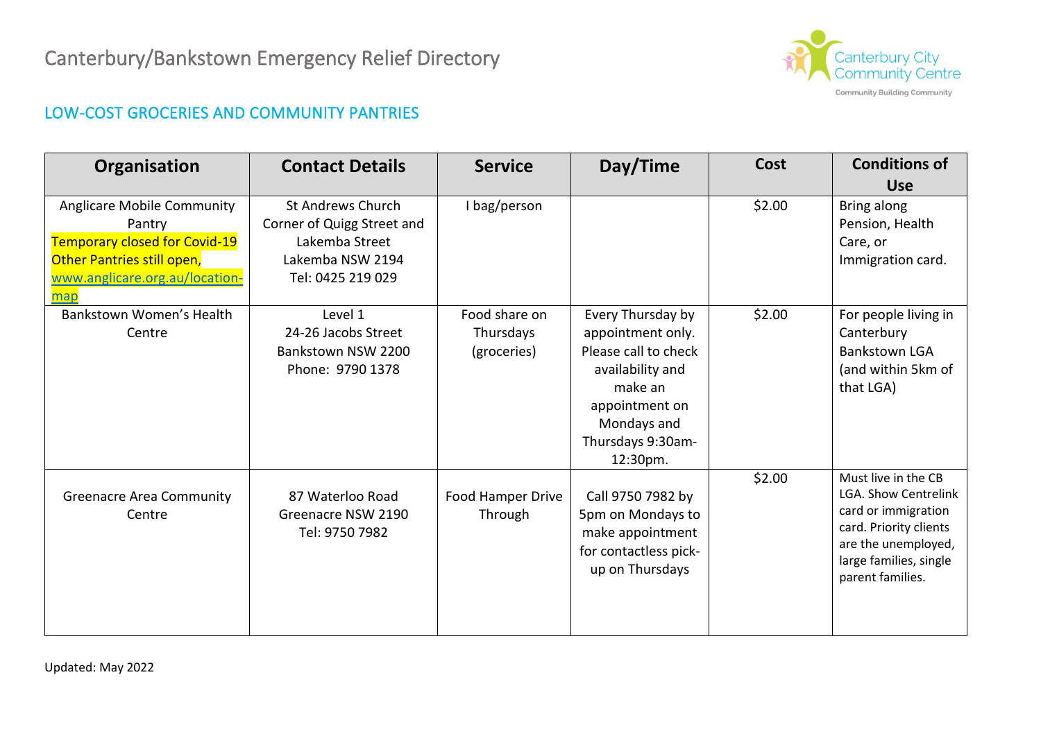# Canterbury/Bankstown Emergency Relief Directory

## LOW-COST GROCERIES AND COMMUNITY PANTRIES

| Organisation | Contact Details | Service | Day/Time | Cost | Conditions of Use |
|---|---|---|---|---|---|
| Anglicare Mobile Community Pantry<br>Temporary closed for Covid-19 Other Pantries still open, www.anglicare.org.au/location-map | St Andrews Church<br>Corner of Quigg Street and Lakemba Street<br>Lakemba NSW 2194<br>Tel: 0425 219 029 | I bag/person | | $2.00 | Bring along Pension, Health Care, or Immigration card. |
| Bankstown Women's Health Centre | Level 1<br>24-26 Jacobs Street<br>Bankstown NSW 2200<br>Phone: 9790 1378 | Food share on Thursdays (groceries) | Every Thursday by appointment only. Please call to check availability and make an appointment on Mondays and Thursdays 9:30am-12:30pm. | $2.00 | For people living in Canterbury Bankstown LGA (and within 5km of that LGA) |
| Greenacre Area Community Centre | 87 Waterloo Road<br>Greenacre NSW 2190<br>Tel: 9750 7982 | Food Hamper Drive Through | Call 9750 7982 by 5pm on Mondays to make appointment for contactless pick-up on Thursdays | $2.00 | Must live in the CB LGA. Show Centrelink card or immigration card. Priority clients are the unemployed, large families, single parent families. |

Updated: May 2022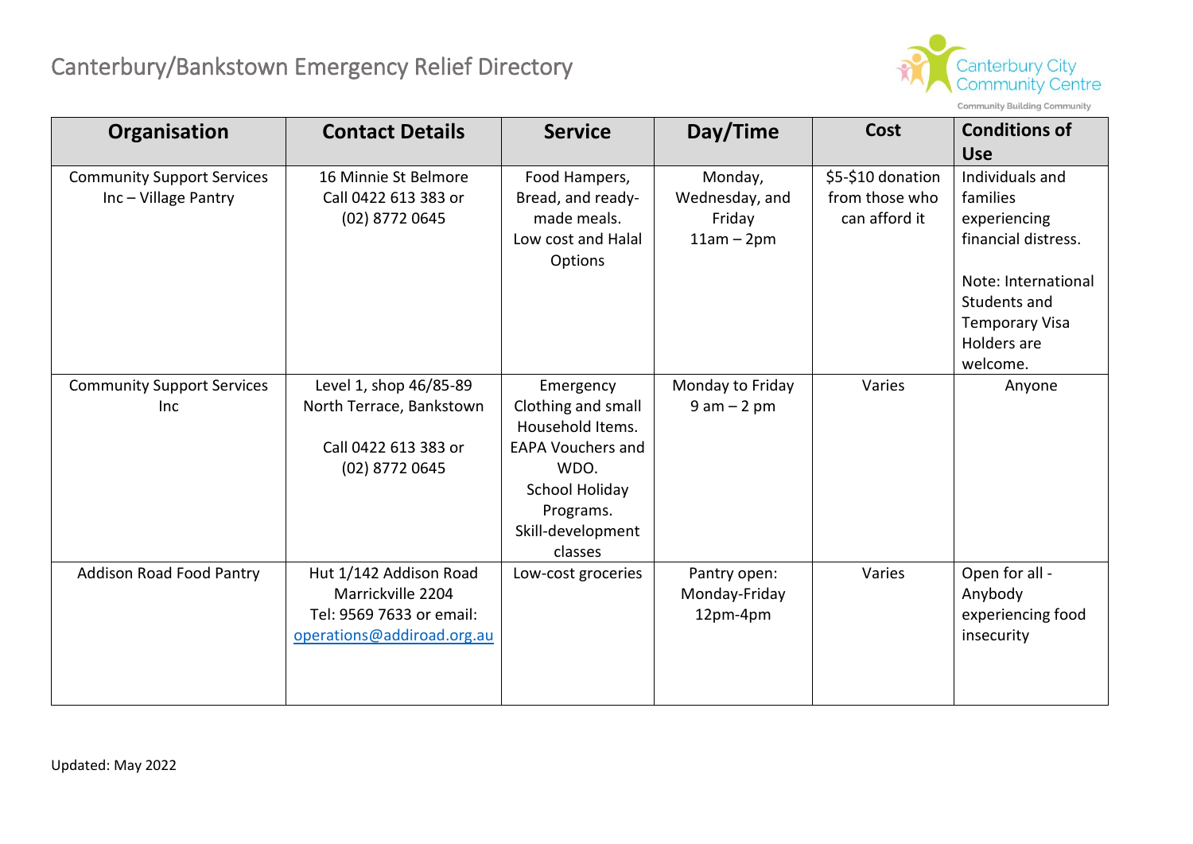# Canterbury/Bankstown Emergency Relief Directory

| Organisation | Contact Details | Service | Day/Time | Cost | Conditions of Use |
|---|---|---|---|---|---|
| Community Support Services Inc – Village Pantry | 16 Minnie St Belmore Call 0422 613 383 or (02) 8772 0645 | Food Hampers, Bread, and ready-made meals. Low cost and Halal Options | Monday, Wednesday, and Friday 11am – 2pm | $5-$10 donation from those who can afford it | Individuals and families experiencing financial distress. Note: International Students and Temporary Visa Holders are welcome. |
| Community Support Services Inc | Level 1, shop 46/85-89 North Terrace, Bankstown Call 0422 613 383 or (02) 8772 0645 | Emergency Clothing and small Household Items. EAPA Vouchers and WDO. School Holiday Programs. Skill-development classes | Monday to Friday 9 am – 2 pm | Varies | Anyone |
| Addison Road Food Pantry | Hut 1/142 Addison Road Marrickville 2204 Tel: 9569 7633 or email: operations@addiroad.org.au | Low-cost groceries | Pantry open: Monday-Friday 12pm-4pm | Varies | Open for all - Anybody experiencing food insecurity |

Updated: May 2022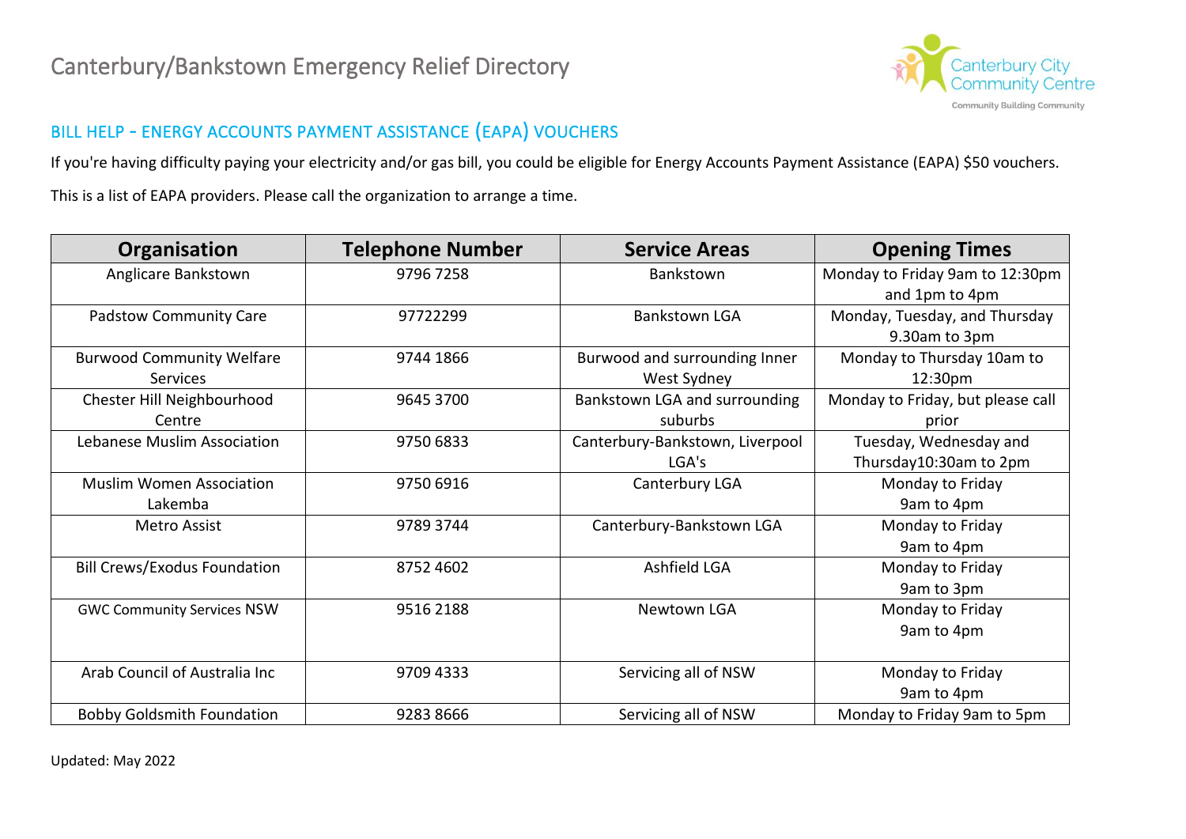# Canterbury/Bankstown Emergency Relief Directory

## BILL HELP - ENERGY ACCOUNTS PAYMENT ASSISTANCE (EAPA) VOUCHERS

If you're having difficulty paying your electricity and/or gas bill, you could be eligible for Energy Accounts Payment Assistance (EAPA) $50 vouchers.

This is a list of EAPA providers. Please call the organization to arrange a time.

| Organisation | Telephone Number | Service Areas | Opening Times |
|---|---|---|---|
| Anglicare Bankstown | 9796 7258 | Bankstown | Monday to Friday 9am to 12:30pm and 1pm to 4pm |
| Padstow Community Care | 97722299 | Bankstown LGA | Monday, Tuesday, and Thursday 9.30am to 3pm |
| Burwood Community Welfare Services | 9744 1866 | Burwood and surrounding Inner West Sydney | Monday to Thursday 10am to 12:30pm |
| Chester Hill Neighbourhood Centre | 9645 3700 | Bankstown LGA and surrounding suburbs | Monday to Friday, but please call prior |
| Lebanese Muslim Association | 9750 6833 | Canterbury-Bankstown, Liverpool LGA's | Tuesday, Wednesday and Thursday10:30am to 2pm |
| Muslim Women Association Lakemba | 9750 6916 | Canterbury LGA | Monday to Friday 9am to 4pm |
| Metro Assist | 9789 3744 | Canterbury-Bankstown LGA | Monday to Friday 9am to 4pm |
| Bill Crews/Exodus Foundation | 8752 4602 | Ashfield LGA | Monday to Friday 9am to 3pm |
| GWC Community Services NSW | 9516 2188 | Newtown LGA | Monday to Friday 9am to 4pm |
| Arab Council of Australia Inc | 9709 4333 | Servicing all of NSW | Monday to Friday 9am to 4pm |
| Bobby Goldsmith Foundation | 9283 8666 | Servicing all of NSW | Monday to Friday 9am to 5pm |

Updated: May 2022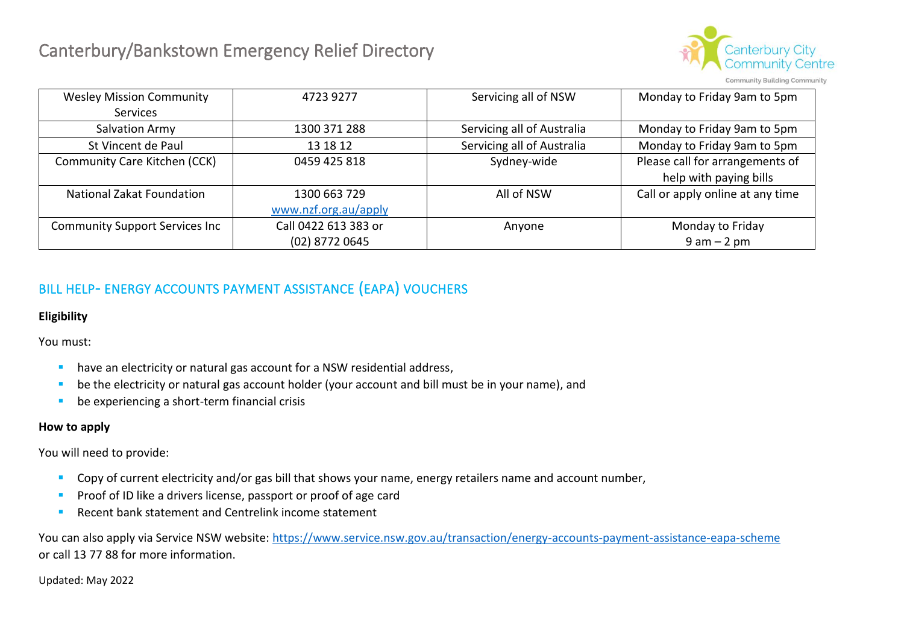| Wesley Mission Community Services | 4723 9277 | Servicing all of NSW | Monday to Friday 9am to 5pm |
|---|---|---|---|
| Salvation Army | 1300 371 288 | Servicing all of Australia | Monday to Friday 9am to 5pm |
| St Vincent de Paul | 13 18 12 | Servicing all of Australia | Monday to Friday 9am to 5pm |
| Community Care Kitchen (CCK) | 0459 425 818 | Sydney-wide | Please call for arrangements of help with paying bills |
| National Zakat Foundation | 1300 663 729 [www.nzf.org.au/apply](www.nzf.org.au/apply) | All of NSW | Call or apply online at any time |
| Community Support Services Inc | Call 0422 613 383 or (02) 8772 0645 | Anyone | Monday to Friday 9 am – 2 pm |

## BILL HELP- ENERGY ACCOUNTS PAYMENT ASSISTANCE (EAPA) VOUCHERS

**Eligibility**

You must:

- have an electricity or natural gas account for a NSW residential address,
- be the electricity or natural gas account holder (your account and bill must be in your name), and
- be experiencing a short-term financial crisis

**How to apply**

You will need to provide:

- Copy of current electricity and/or gas bill that shows your name, energy retailers name and account number,
- Proof of ID like a drivers license, passport or proof of age card
- Recent bank statement and Centrelink income statement

You can also apply via Service NSW website: [https://www.service.nsw.gov.au/transaction/energy-accounts-payment-assistance-eapa-scheme](https://www.service.nsw.gov.au/transaction/energy-accounts-payment-assistance-eapa-scheme) or call 13 77 88 for more information.

Updated: May 2022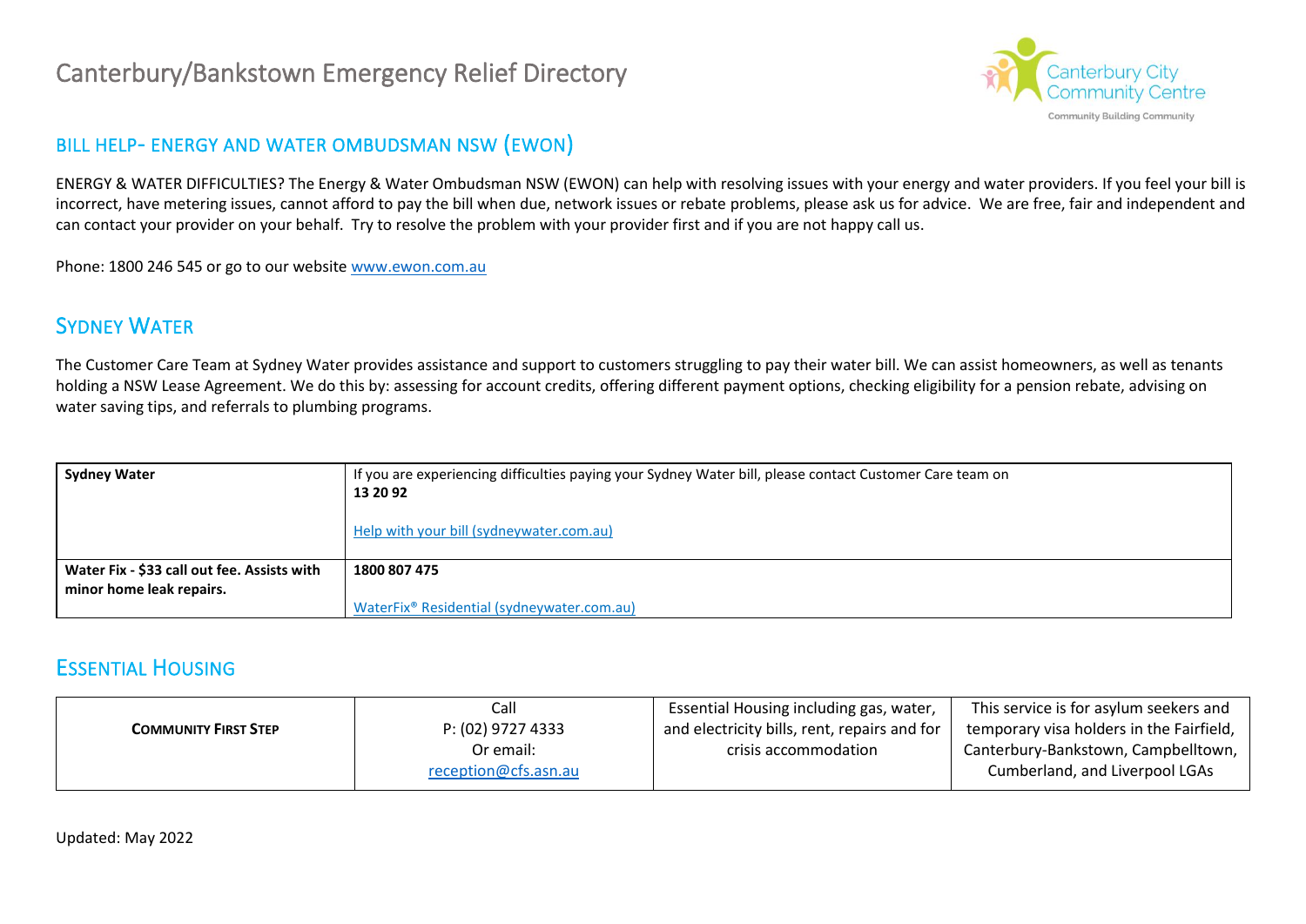# Canterbury/Bankstown Emergency Relief Directory

## BILL HELP- ENERGY AND WATER OMBUDSMAN NSW (EWON)

ENERGY & WATER DIFFICULTIES? The Energy & Water Ombudsman NSW (EWON) can help with resolving issues with your energy and water providers. If you feel your bill is incorrect, have metering issues, cannot afford to pay the bill when due, network issues or rebate problems, please ask us for advice. We are free, fair and independent and can contact your provider on your behalf. Try to resolve the problem with your provider first and if you are not happy call us.

Phone: 1800 246 545 or go to our website [www.ewon.com.au](www.ewon.com.au)

## SYDNEY WATER

The Customer Care Team at Sydney Water provides assistance and support to customers struggling to pay their water bill. We can assist homeowners, as well as tenants holding a NSW Lease Agreement. We do this by: assessing for account credits, offering different payment options, checking eligibility for a pension rebate, advising on water saving tips, and referrals to plumbing programs.

| | |
|---|---|
| **Sydney Water** | If you are experiencing difficulties paying your Sydney Water bill, please contact Customer Care team on **13 20 92**<br><br>Help with your bill (sydneywater.com.au) |
| **Water Fix - $33 call out fee. Assists with minor home leak repairs.** | **1800 807 475**<br><br>WaterFix® Residential (sydneywater.com.au) |

## ESSENTIAL HOUSING

| | | | |
|---|---|---|---|
| **COMMUNITY FIRST STEP** | Call<br>P: (02) 9727 4333<br>Or email:<br>reception@cfs.asn.au | Essential Housing including gas, water, and electricity bills, rent, repairs and for crisis accommodation | This service is for asylum seekers and temporary visa holders in the Fairfield, Canterbury-Bankstown, Campbelltown, Cumberland, and Liverpool LGAs |

Updated: May 2022